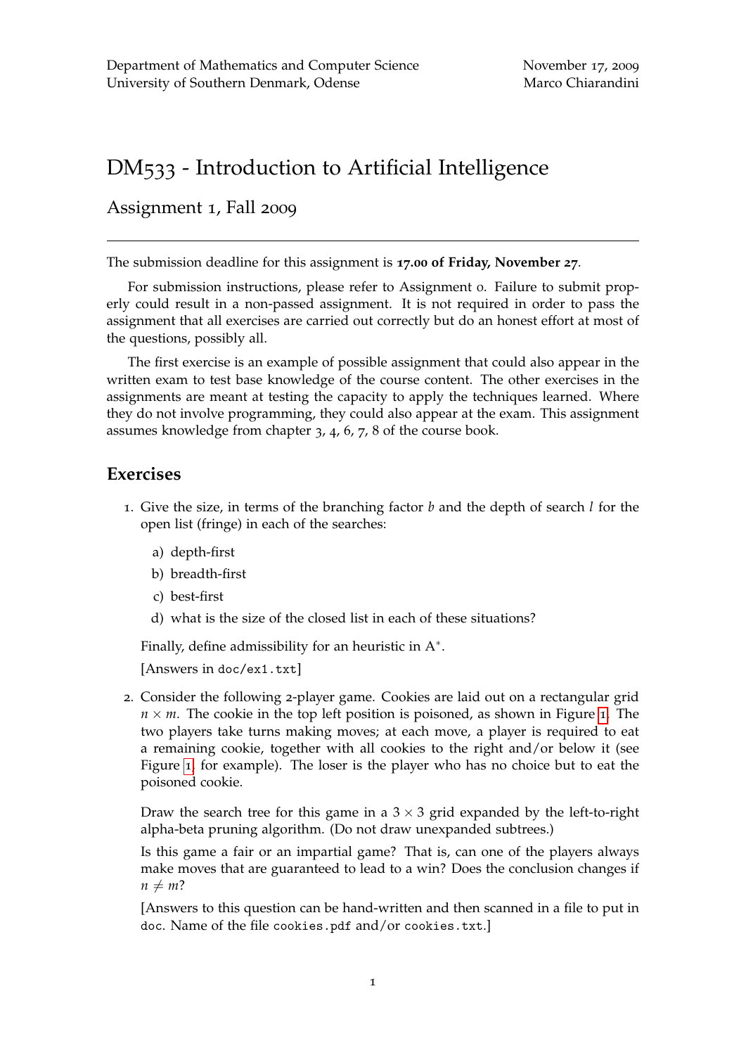Department of Mathematics and Computer Science
University of Southern Denmark, Odense

November 17, 2009
Marco Chiarandini

# DM533 - Introduction to Artificial Intelligence

## Assignment 1, Fall 2009

---

The submission deadline for this assignment is **17.00 of Friday, November 27**.

For submission instructions, please refer to Assignment 0. Failure to submit properly could result in a non-passed assignment. It is not required in order to pass the assignment that all exercises are carried out correctly but do an honest effort at most of the questions, possibly all.

The first exercise is an example of possible assignment that could also appear in the written exam to test base knowledge of the course content. The other exercises in the assignments are meant at testing the capacity to apply the techniques learned. Where they do not involve programming, they could also appear at the exam. This assignment assumes knowledge from chapter 3, 4, 6, 7, 8 of the course book.

## Exercises

1. Give the size, in terms of the branching factor $b$ and the depth of search $l$ for the open list (fringe) in each of the searches:

   a) depth-first

   b) breadth-first

   c) best-first

   d) what is the size of the closed list in each of these situations?

   Finally, define admissibility for an heuristic in $A^*$.

   [Answers in `doc/ex1.txt`]

2. Consider the following 2-player game. Cookies are laid out on a rectangular grid $n \times m$. The cookie in the top left position is poisoned, as shown in Figure 1. The two players take turns making moves; at each move, a player is required to eat a remaining cookie, together with all cookies to the right and/or below it (see Figure 1, for example). The loser is the player who has no choice but to eat the poisoned cookie.

   Draw the search tree for this game in a $3 \times 3$ grid expanded by the left-to-right alpha-beta pruning algorithm. (Do not draw unexpanded subtrees.)

   Is this game a fair or an impartial game? That is, can one of the players always make moves that are guaranteed to lead to a win? Does the conclusion changes if $n \neq m$?

   [Answers to this question can be hand-written and then scanned in a file to put in `doc`. Name of the file `cookies.pdf` and/or `cookies.txt`.]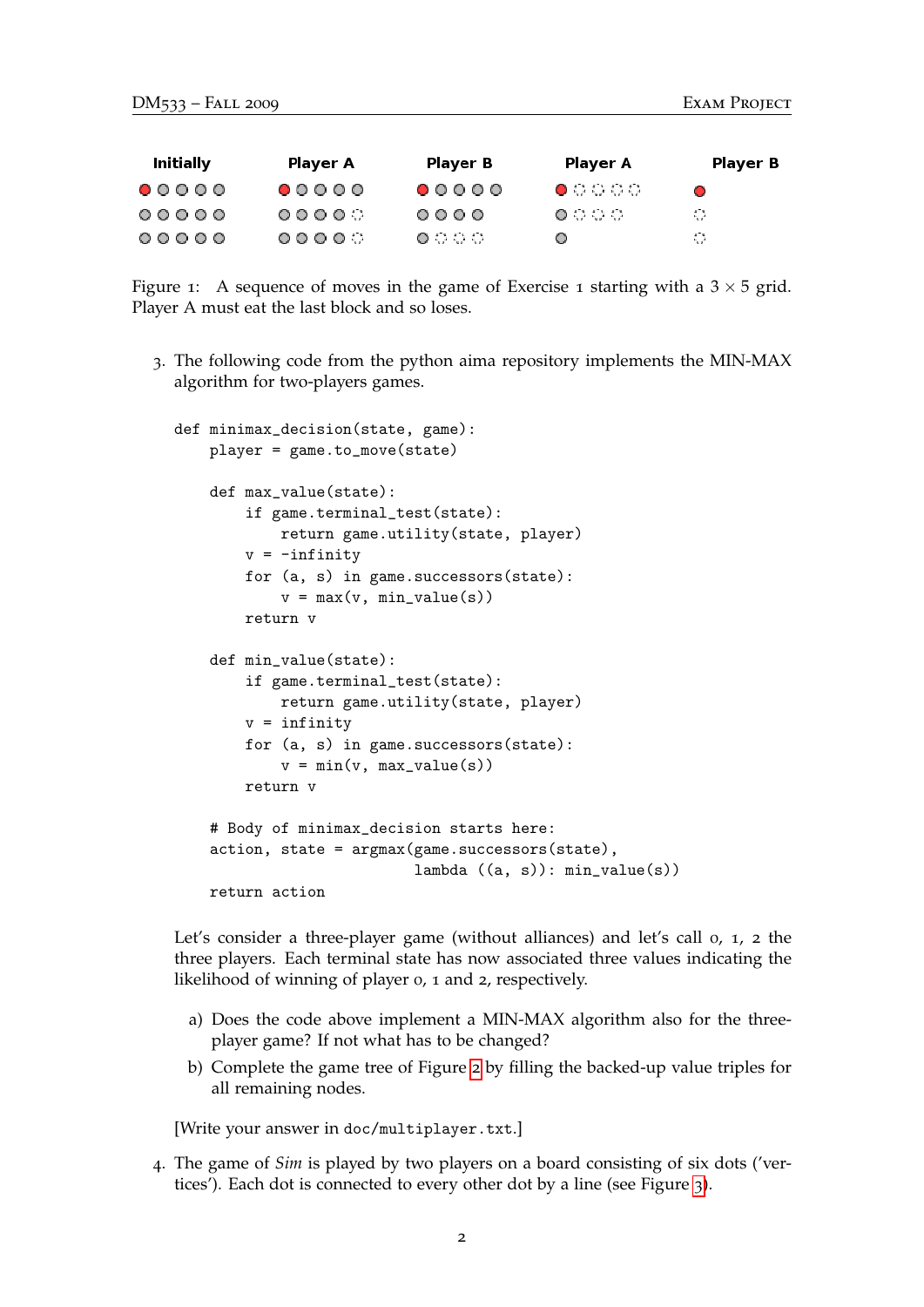| Initially | Player A | Player B | Player A | Player B |
|---|---|---|---|---|
| ● ○ ○ ○ ○ | ● ○ ○ ○ ○ | ● ○ ○ ○ ○ | ● ◌ ◌ ◌ ◌ | ● |
| ○ ○ ○ ○ ○ | ○ ○ ○ ○ ◌ | ○ ○ ○ ○ | ○ ◌ ◌ ◌ | ◌ |
| ○ ○ ○ ○ ○ | ○ ○ ○ ○ ◌ | ○ ◌ ◌ ◌ | ○ | ◌ |

Figure 1: A sequence of moves in the game of Exercise 1 starting with a $3 \times 5$ grid. Player A must eat the last block and so loses.

3. The following code from the python aima repository implements the MIN-MAX algorithm for two-players games.

```
def minimax_decision(state, game):
    player = game.to_move(state)

    def max_value(state):
        if game.terminal_test(state):
            return game.utility(state, player)
        v = -infinity
        for (a, s) in game.successors(state):
            v = max(v, min_value(s))
        return v

    def min_value(state):
        if game.terminal_test(state):
            return game.utility(state, player)
        v = infinity
        for (a, s) in game.successors(state):
            v = min(v, max_value(s))
        return v

    # Body of minimax_decision starts here:
    action, state = argmax(game.successors(state),
                           lambda ((a, s)): min_value(s))
    return action
```

Let's consider a three-player game (without alliances) and let's call 0, 1, 2 the three players. Each terminal state has now associated three values indicating the likelihood of winning of player 0, 1 and 2, respectively.

a) Does the code above implement a MIN-MAX algorithm also for the three-player game? If not what has to be changed?

b) Complete the game tree of Figure 2 by filling the backed-up value triples for all remaining nodes.

[Write your answer in `doc/multiplayer.txt`.]

4. The game of *Sim* is played by two players on a board consisting of six dots ('vertices'). Each dot is connected to every other dot by a line (see Figure 3).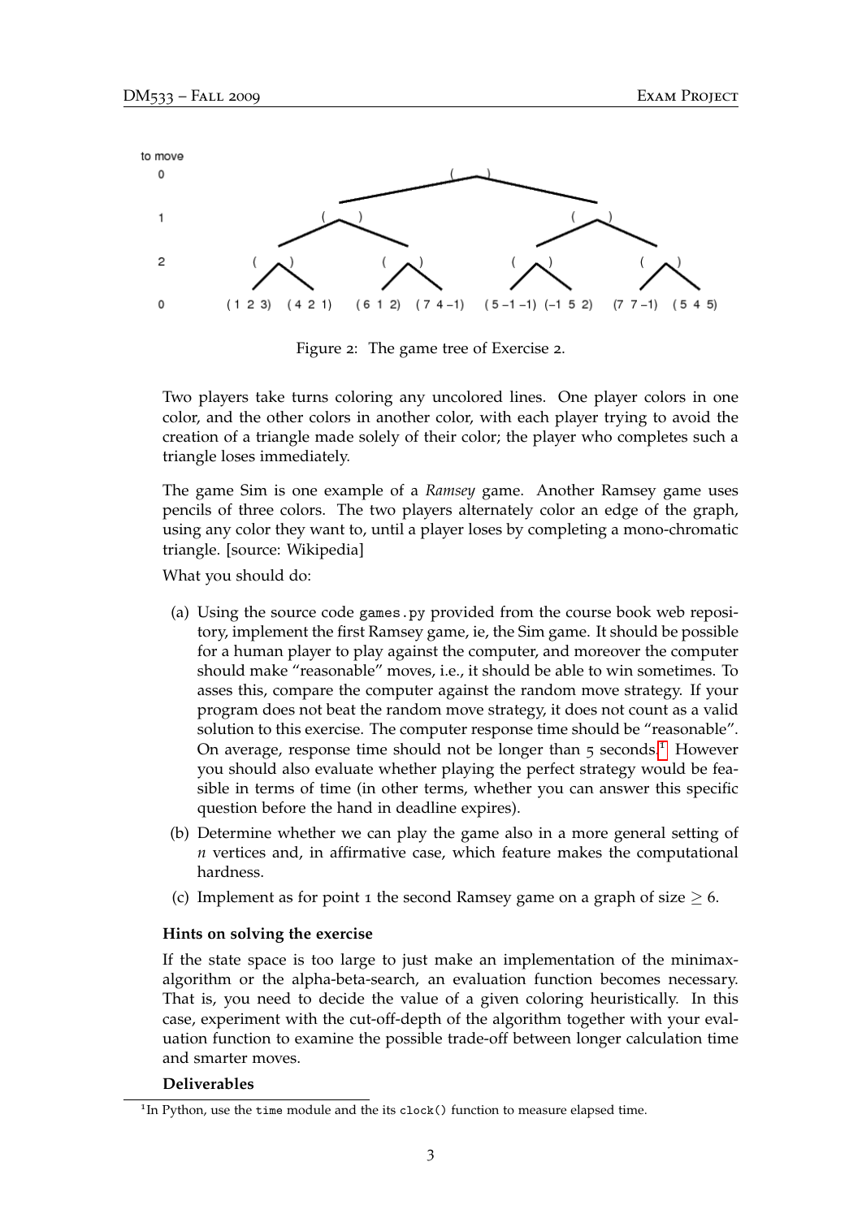Figure 2: The game tree of Exercise 2.

Two players take turns coloring any uncolored lines. One player colors in one color, and the other colors in another color, with each player trying to avoid the creation of a triangle made solely of their color; the player who completes such a triangle loses immediately.

The game Sim is one example of a *Ramsey* game. Another Ramsey game uses pencils of three colors. The two players alternately color an edge of the graph, using any color they want to, until a player loses by completing a mono-chromatic triangle. [source: Wikipedia]

What you should do:

(a) Using the source code `games.py` provided from the course book web repository, implement the first Ramsey game, ie, the Sim game. It should be possible for a human player to play against the computer, and moreover the computer should make "reasonable" moves, i.e., it should be able to win sometimes. To asses this, compare the computer against the random move strategy. If your program does not beat the random move strategy, it does not count as a valid solution to this exercise. The computer response time should be "reasonable". On average, response time should not be longer than 5 seconds.[1] However you should also evaluate whether playing the perfect strategy would be feasible in terms of time (in other terms, whether you can answer this specific question before the hand in deadline expires).

(b) Determine whether we can play the game also in a more general setting of $n$ vertices and, in affirmative case, which feature makes the computational hardness.

(c) Implement as for point 1 the second Ramsey game on a graph of size $\geq 6$.

**Hints on solving the exercise**

If the state space is too large to just make an implementation of the minimax-algorithm or the alpha-beta-search, an evaluation function becomes necessary. That is, you need to decide the value of a given coloring heuristically. In this case, experiment with the cut-off-depth of the algorithm together with your evaluation function to examine the possible trade-off between longer calculation time and smarter moves.

**Deliverables**

[1] In Python, use the `time` module and the its `clock()` function to measure elapsed time.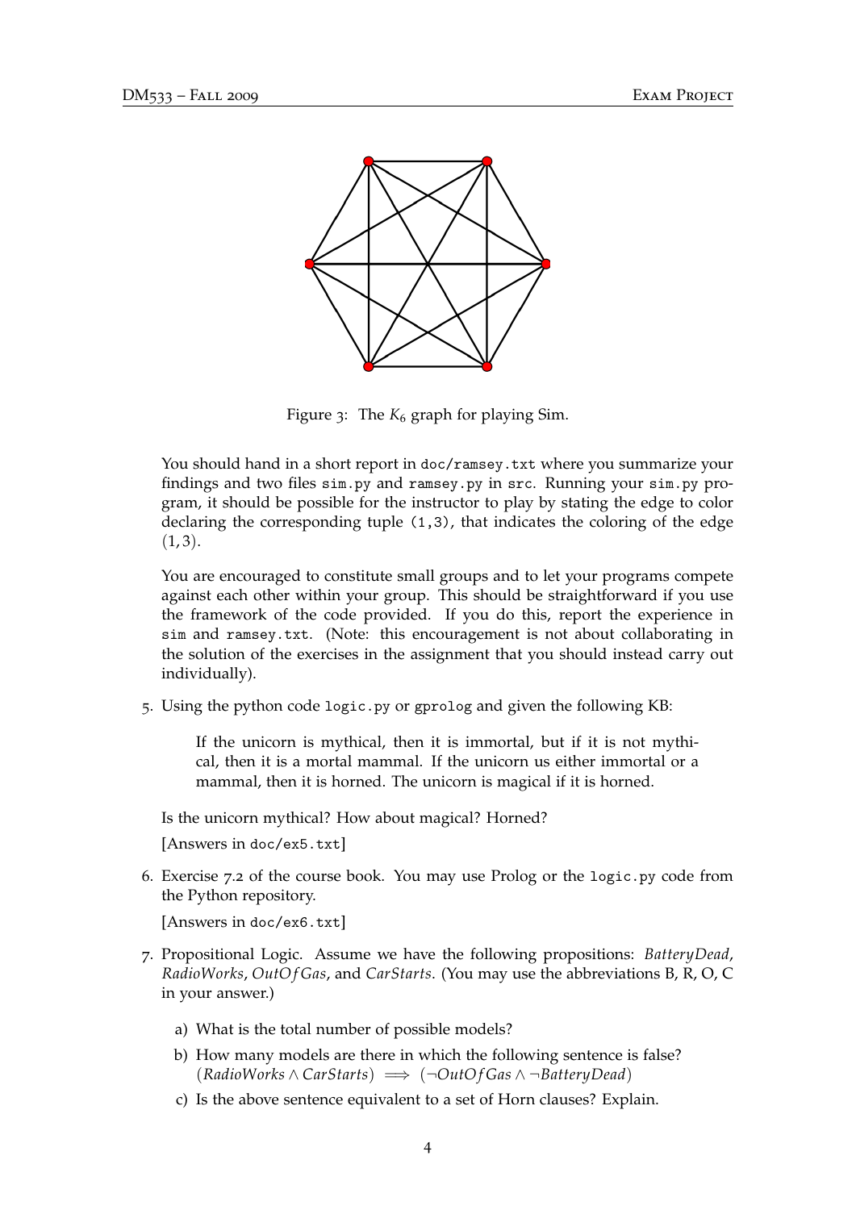Figure 3: The $K_6$ graph for playing Sim.

You should hand in a short report in `doc/ramsey.txt` where you summarize your findings and two files `sim.py` and `ramsey.py` in `src`. Running your `sim.py` program, it should be possible for the instructor to play by stating the edge to color declaring the corresponding tuple `(1,3)`, that indicates the coloring of the edge $(1,3)$.

You are encouraged to constitute small groups and to let your programs compete against each other within your group. This should be straightforward if you use the framework of the code provided. If you do this, report the experience in `sim` and `ramsey.txt`. (Note: this encouragement is not about collaborating in the solution of the exercises in the assignment that you should instead carry out individually).

5. Using the python code `logic.py` or `gprolog` and given the following KB:

   > If the unicorn is mythical, then it is immortal, but if it is not mythical, then it is a mortal mammal. If the unicorn us either immortal or a mammal, then it is horned. The unicorn is magical if it is horned.

   Is the unicorn mythical? How about magical? Horned?

   [Answers in `doc/ex5.txt`]

6. Exercise 7.2 of the course book. You may use Prolog or the `logic.py` code from the Python repository.

   [Answers in `doc/ex6.txt`]

7. Propositional Logic. Assume we have the following propositions: *BatteryDead*, *RadioWorks*, *OutOfGas*, and *CarStarts*. (You may use the abbreviations B, R, O, C in your answer.)

   a) What is the total number of possible models?

   b) How many models are there in which the following sentence is false? $(RadioWorks \wedge CarStarts) \implies (\neg OutOfGas \wedge \neg BatteryDead)$

   c) Is the above sentence equivalent to a set of Horn clauses? Explain.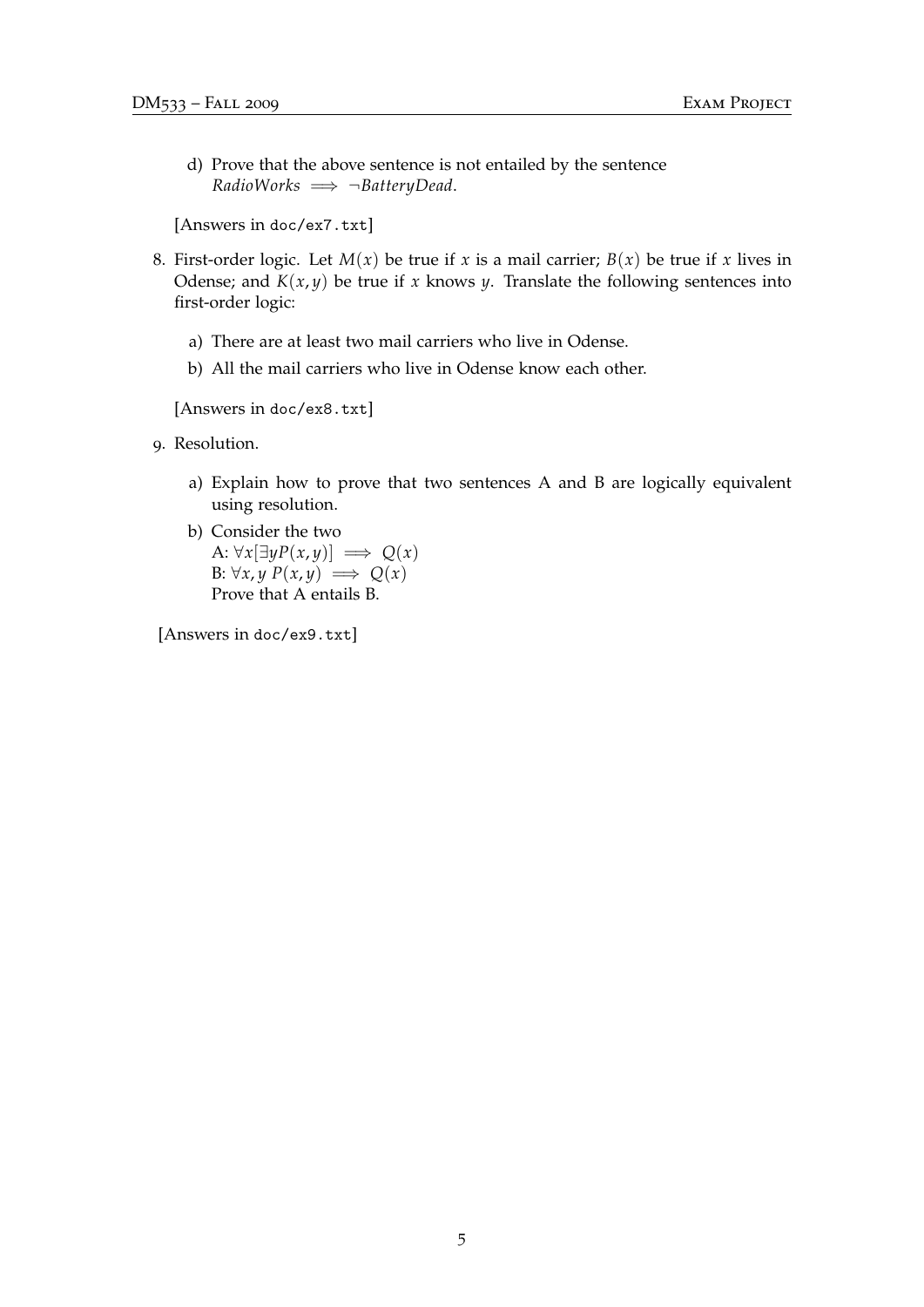d) Prove that the above sentence is not entailed by the sentence *RadioWorks* $\implies \neg$*BatteryDead*.

[Answers in `doc/ex7.txt`]

8. First-order logic. Let $M(x)$ be true if $x$ is a mail carrier; $B(x)$ be true if $x$ lives in Odense; and $K(x, y)$ be true if $x$ knows $y$. Translate the following sentences into first-order logic:

   a) There are at least two mail carriers who live in Odense.

   b) All the mail carriers who live in Odense know each other.

   [Answers in `doc/ex8.txt`]

9. Resolution.

   a) Explain how to prove that two sentences A and B are logically equivalent using resolution.

   b) Consider the two
   A: $\forall x[\exists y P(x, y)] \implies Q(x)$
   B: $\forall x, y\ P(x, y) \implies Q(x)$
   Prove that A entails B.

[Answers in `doc/ex9.txt`]